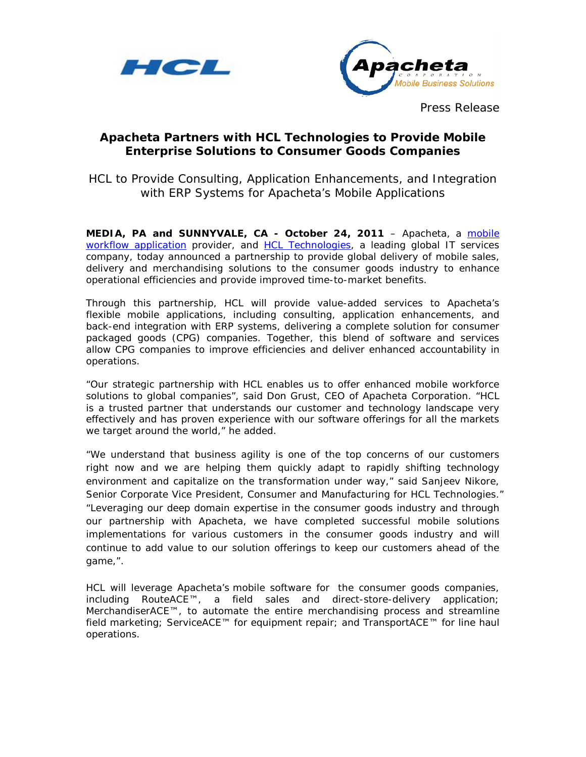Press Release

## Apacheta Partners with HCL Technologies to Provide Mobile Enterprise Solutions to Consumer Goods Companies

### HCL to Provide Consulting, Application Enhancements, and Integration with ERP Systems for Apacheta's Mobile Applications

**MEDIA, PA and SUNNYVALE, CA - October 24, 2011** – Apacheta, a mobile workflow application provider, and HCL Technologies, a leading global IT services company, today announced a partnership to provide global delivery of mobile sales, delivery and merchandising solutions to the consumer goods industry to enhance operational efficiencies and provide improved time-to-market benefits.

Through this partnership, HCL will provide value-added services to Apacheta's flexible mobile applications, including consulting, application enhancements, and back-end integration with ERP systems, delivering a complete solution for consumer packaged goods (CPG) companies. Together, this blend of software and services allow CPG companies to improve efficiencies and deliver enhanced accountability in operations.

"Our strategic partnership with HCL enables us to offer enhanced mobile workforce solutions to global companies", said Don Grust, CEO of Apacheta Corporation. "HCL is a trusted partner that understands our customer and technology landscape very effectively and has proven experience with our software offerings for all the markets we target around the world," he added.

"We understand that business agility is one of the top concerns of our customers right now and we are helping them quickly adapt to rapidly shifting technology environment and capitalize on the transformation under way," said Sanjeev Nikore, Senior Corporate Vice President, Consumer and Manufacturing for HCL Technologies." "Leveraging our deep domain expertise in the consumer goods industry and through our partnership with Apacheta, we have completed successful mobile solutions implementations for various customers in the consumer goods industry and will continue to add value to our solution offerings to keep our customers ahead of the game,".

HCL will leverage Apacheta's mobile software for the consumer goods companies, including RouteACE™, a field sales and direct-store-delivery application; MerchandiserACE™, to automate the entire merchandising process and streamline field marketing; ServiceACE™ for equipment repair; and TransportACE™ for line haul operations.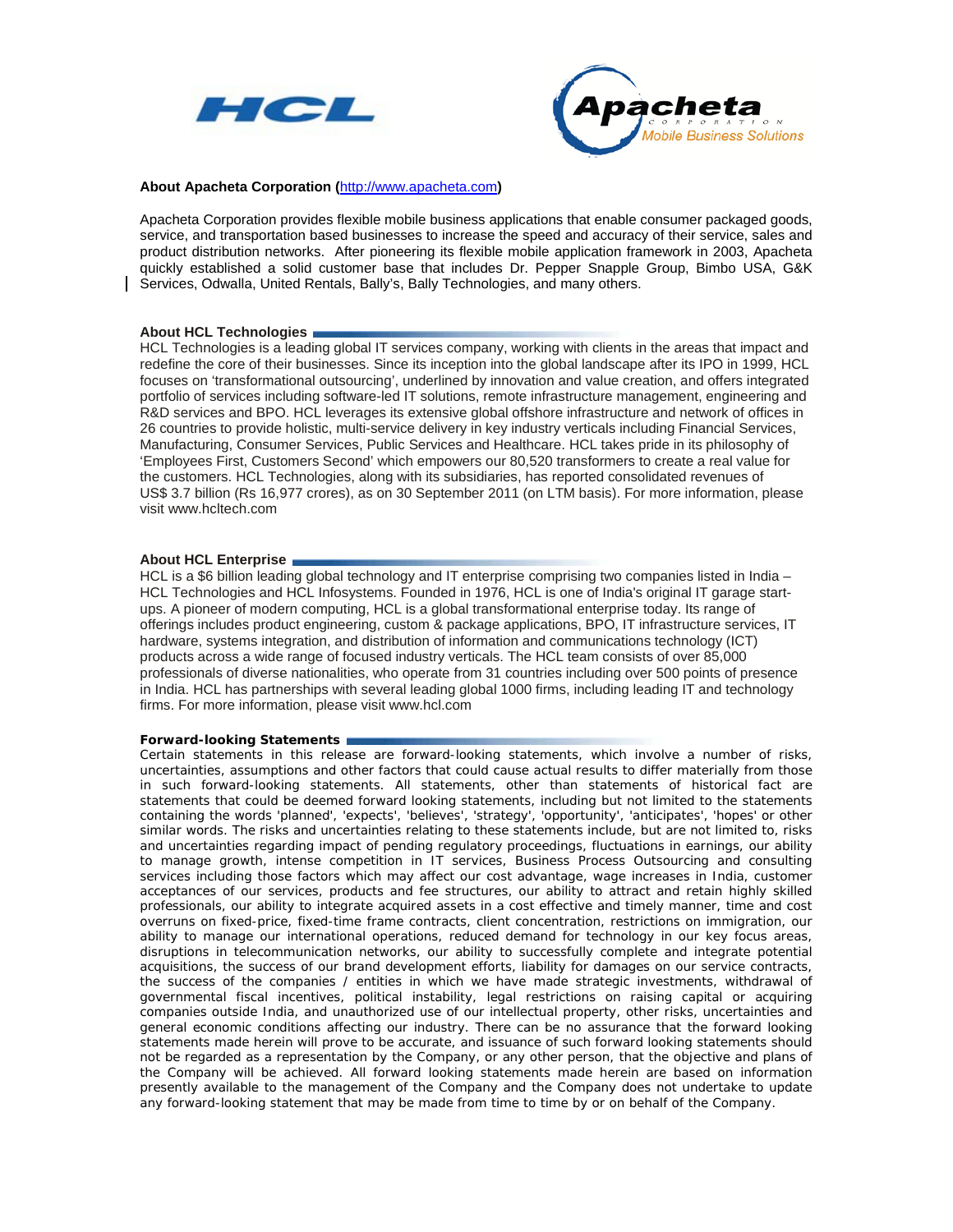### About Apacheta Corporation (http://www.apacheta.com)

Apacheta Corporation provides flexible mobile business applications that enable consumer packaged goods, service, and transportation based businesses to increase the speed and accuracy of their service, sales and product distribution networks. After pioneering its flexible mobile application framework in 2003, Apacheta quickly established a solid customer base that includes Dr. Pepper Snapple Group, Bimbo USA, G&K Services, Odwalla, United Rentals, Bally's, Bally Technologies, and many others.

### About HCL Technologies

HCL Technologies is a leading global IT services company, working with clients in the areas that impact and redefine the core of their businesses. Since its inception into the global landscape after its IPO in 1999, HCL focuses on 'transformational outsourcing', underlined by innovation and value creation, and offers integrated portfolio of services including software-led IT solutions, remote infrastructure management, engineering and R&D services and BPO. HCL leverages its extensive global offshore infrastructure and network of offices in 26 countries to provide holistic, multi-service delivery in key industry verticals including Financial Services, Manufacturing, Consumer Services, Public Services and Healthcare. HCL takes pride in its philosophy of 'Employees First, Customers Second' which empowers our 80,520 transformers to create a real value for the customers. HCL Technologies, along with its subsidiaries, has reported consolidated revenues of US$ 3.7 billion (Rs 16,977 crores), as on 30 September 2011 (on LTM basis). For more information, please visit www.hcltech.com

### About HCL Enterprise

HCL is a $6 billion leading global technology and IT enterprise comprising two companies listed in India – HCL Technologies and HCL Infosystems. Founded in 1976, HCL is one of India's original IT garage start-ups. A pioneer of modern computing, HCL is a global transformational enterprise today. Its range of offerings includes product engineering, custom & package applications, BPO, IT infrastructure services, IT hardware, systems integration, and distribution of information and communications technology (ICT) products across a wide range of focused industry verticals. The HCL team consists of over 85,000 professionals of diverse nationalities, who operate from 31 countries including over 500 points of presence in India. HCL has partnerships with several leading global 1000 firms, including leading IT and technology firms. For more information, please visit www.hcl.com

### Forward-looking Statements

Certain statements in this release are forward-looking statements, which involve a number of risks, uncertainties, assumptions and other factors that could cause actual results to differ materially from those in such forward-looking statements. All statements, other than statements of historical fact are statements that could be deemed forward looking statements, including but not limited to the statements containing the words 'planned', 'expects', 'believes', 'strategy', 'opportunity', 'anticipates', 'hopes' or other similar words. The risks and uncertainties relating to these statements include, but are not limited to, risks and uncertainties regarding impact of pending regulatory proceedings, fluctuations in earnings, our ability to manage growth, intense competition in IT services, Business Process Outsourcing and consulting services including those factors which may affect our cost advantage, wage increases in India, customer acceptances of our services, products and fee structures, our ability to attract and retain highly skilled professionals, our ability to integrate acquired assets in a cost effective and timely manner, time and cost overruns on fixed-price, fixed-time frame contracts, client concentration, restrictions on immigration, our ability to manage our international operations, reduced demand for technology in our key focus areas, disruptions in telecommunication networks, our ability to successfully complete and integrate potential acquisitions, the success of our brand development efforts, liability for damages on our service contracts, the success of the companies / entities in which we have made strategic investments, withdrawal of governmental fiscal incentives, political instability, legal restrictions on raising capital or acquiring companies outside India, and unauthorized use of our intellectual property, other risks, uncertainties and general economic conditions affecting our industry. There can be no assurance that the forward looking statements made herein will prove to be accurate, and issuance of such forward looking statements should not be regarded as a representation by the Company, or any other person, that the objective and plans of the Company will be achieved. All forward looking statements made herein are based on information presently available to the management of the Company and the Company does not undertake to update any forward-looking statement that may be made from time to time by or on behalf of the Company.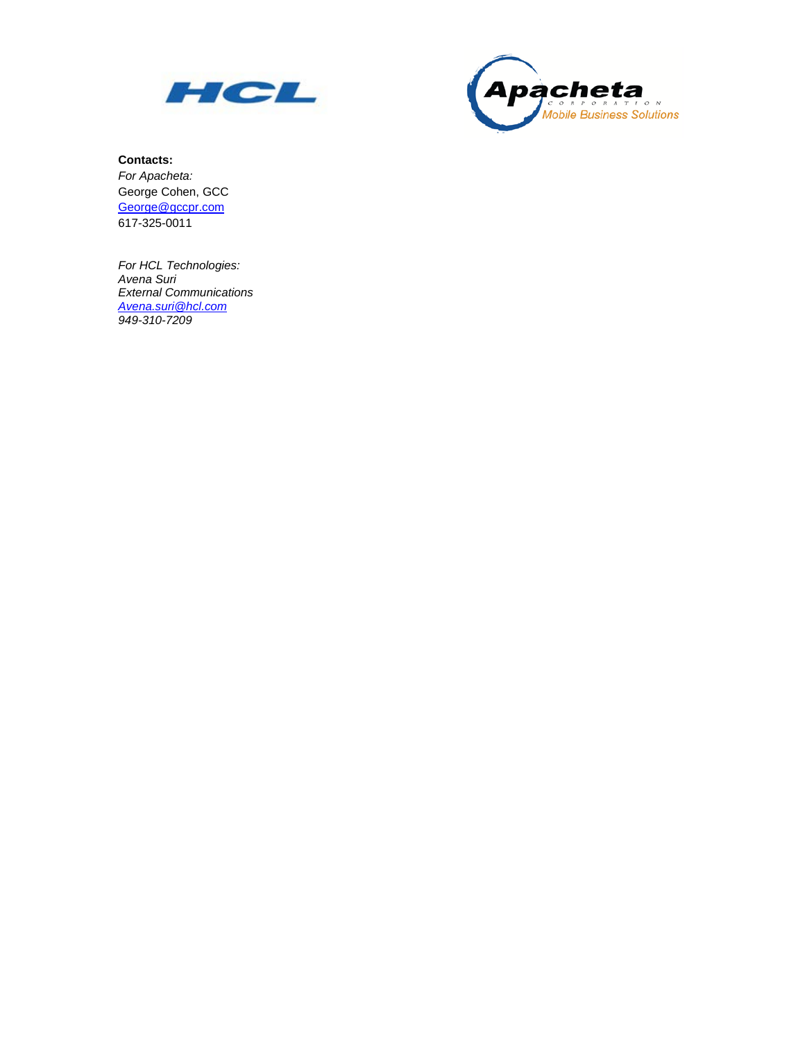**Contacts:**

*For Apacheta:*
George Cohen, GCC
George@gccpr.com
617-325-0011

*For HCL Technologies:*
*Avena Suri*
*External Communications*
*Avena.suri@hcl.com*
*949-310-7209*